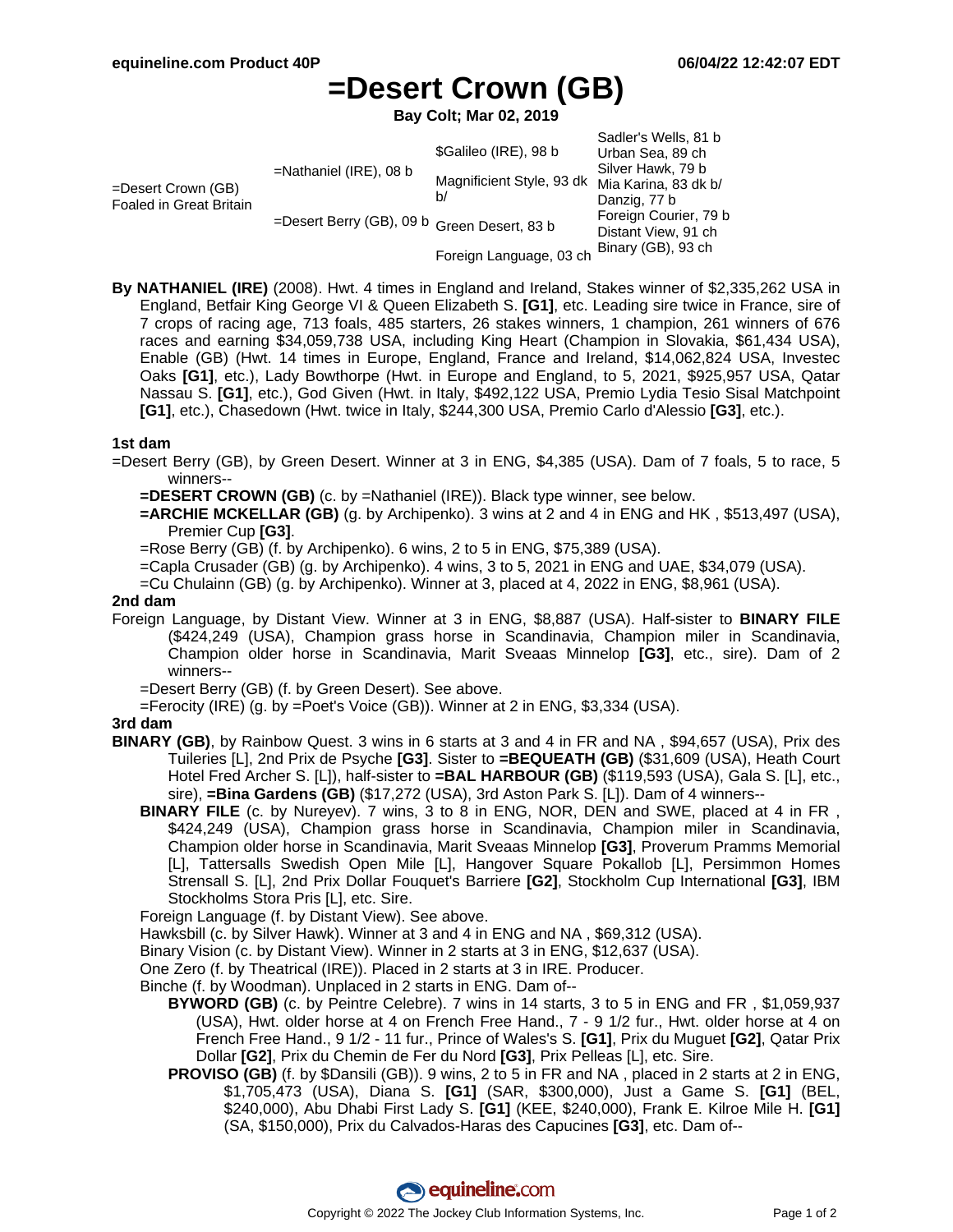# =Desert Crown (GB)

**Bay Colt; Mar 02, 2019**

| | | | |
|---|---|---|---|
| =Desert Crown (GB) Foaled in Great Britain | =Nathaniel (IRE), 08 b | $Galileo (IRE), 98 b | Sadler's Wells, 81 b |
| | | | Urban Sea, 89 ch |
| | | Magnificient Style, 93 dk b/ | Silver Hawk, 79 b |
| | | | Mia Karina, 83 dk b/ |
| | =Desert Berry (GB), 09 b | Green Desert, 83 b | Danzig, 77 b |
| | | | Foreign Courier, 79 b |
| | | Foreign Language, 03 ch | Distant View, 91 ch |
| | | | Binary (GB), 93 ch |

**By NATHANIEL (IRE)** (2008). Hwt. 4 times in England and Ireland, Stakes winner of $2,335,262 USA in England, Betfair King George VI & Queen Elizabeth S. **[G1]**, etc. Leading sire twice in France, sire of 7 crops of racing age, 713 foals, 485 starters, 26 stakes winners, 1 champion, 261 winners of 676 races and earning $34,059,738 USA, including King Heart (Champion in Slovakia, $61,434 USA), Enable (GB) (Hwt. 14 times in Europe, England, France and Ireland, $14,062,824 USA, Investec Oaks **[G1]**, etc.), Lady Bowthorpe (Hwt. in Europe and England, to 5, 2021, $925,957 USA, Qatar Nassau S. **[G1]**, etc.), God Given (Hwt. in Italy, $492,122 USA, Premio Lydia Tesio Sisal Matchpoint **[G1]**, etc.), Chasedown (Hwt. twice in Italy, $244,300 USA, Premio Carlo d'Alessio **[G3]**, etc.).

### 1st dam

=Desert Berry (GB), by Green Desert. Winner at 3 in ENG, $4,385 (USA). Dam of 7 foals, 5 to race, 5 winners--

- **=DESERT CROWN (GB)** (c. by =Nathaniel (IRE)). Black type winner, see below.
- **=ARCHIE MCKELLAR (GB)** (g. by Archipenko). 3 wins at 2 and 4 in ENG and HK , $513,497 (USA), Premier Cup **[G3]**.
- =Rose Berry (GB) (f. by Archipenko). 6 wins, 2 to 5 in ENG, $75,389 (USA).
- =Capla Crusader (GB) (g. by Archipenko). 4 wins, 3 to 5, 2021 in ENG and UAE, $34,079 (USA).
- =Cu Chulainn (GB) (g. by Archipenko). Winner at 3, placed at 4, 2022 in ENG, $8,961 (USA).

### 2nd dam

Foreign Language, by Distant View. Winner at 3 in ENG, $8,887 (USA). Half-sister to **BINARY FILE** ($424,249 (USA), Champion grass horse in Scandinavia, Champion miler in Scandinavia, Champion older horse in Scandinavia, Marit Sveaas Minnelop **[G3]**, etc., sire). Dam of 2 winners--

- =Desert Berry (GB) (f. by Green Desert). See above.
- =Ferocity (IRE) (g. by =Poet's Voice (GB)). Winner at 2 in ENG, $3,334 (USA).

### 3rd dam

**BINARY (GB)**, by Rainbow Quest. 3 wins in 6 starts at 3 and 4 in FR and NA , $94,657 (USA), Prix des Tuileries [L], 2nd Prix de Psyche **[G3]**. Sister to **=BEQUEATH (GB)** ($31,609 (USA), Heath Court Hotel Fred Archer S. [L]), half-sister to **=BAL HARBOUR (GB)** ($119,593 (USA), Gala S. [L], etc., sire), **=Bina Gardens (GB)** ($17,272 (USA), 3rd Aston Park S. [L]). Dam of 4 winners--

- **BINARY FILE** (c. by Nureyev). 7 wins, 3 to 8 in ENG, NOR, DEN and SWE, placed at 4 in FR , $424,249 (USA), Champion grass horse in Scandinavia, Champion miler in Scandinavia, Champion older horse in Scandinavia, Marit Sveaas Minnelop **[G3]**, Proverum Pramms Memorial [L], Tattersalls Swedish Open Mile [L], Hangover Square Pokallob [L], Persimmon Homes Strensall S. [L], 2nd Prix Dollar Fouquet's Barriere **[G2]**, Stockholm Cup International **[G3]**, IBM Stockholms Stora Pris [L], etc. Sire.
- Foreign Language (f. by Distant View). See above.
- Hawksbill (c. by Silver Hawk). Winner at 3 and 4 in ENG and NA , $69,312 (USA).
- Binary Vision (c. by Distant View). Winner in 2 starts at 3 in ENG, $12,637 (USA).
- One Zero (f. by Theatrical (IRE)). Placed in 2 starts at 3 in IRE. Producer.
- Binche (f. by Woodman). Unplaced in 2 starts in ENG. Dam of--
  - **BYWORD (GB)** (c. by Peintre Celebre). 7 wins in 14 starts, 3 to 5 in ENG and FR , $1,059,937 (USA), Hwt. older horse at 4 on French Free Hand., 7 - 9 1/2 fur., Hwt. older horse at 4 on French Free Hand., 9 1/2 - 11 fur., Prince of Wales's S. **[G1]**, Prix du Muguet **[G2]**, Qatar Prix Dollar **[G2]**, Prix du Chemin de Fer du Nord **[G3]**, Prix Pelleas [L], etc. Sire.
  - **PROVISO (GB)** (f. by $Dansili (GB)). 9 wins, 2 to 5 in FR and NA , placed in 2 starts at 2 in ENG, $1,705,473 (USA), Diana S. **[G1]** (SAR, $300,000), Just a Game S. **[G1]** (BEL, $240,000), Abu Dhabi First Lady S. **[G1]** (KEE, $240,000), Frank E. Kilroe Mile H. **[G1]** (SA, $150,000), Prix du Calvados-Haras des Capucines **[G3]**, etc. Dam of--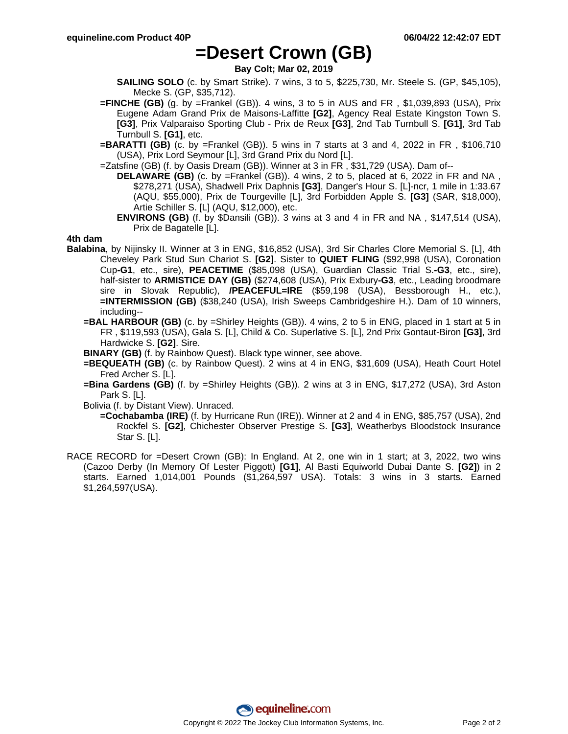# =Desert Crown (GB)

**Bay Colt; Mar 02, 2019**

**SAILING SOLO** (c. by Smart Strike). 7 wins, 3 to 5, $225,730, Mr. Steele S. (GP, $45,105), Mecke S. (GP, $35,712).

**=FINCHE (GB)** (g. by =Frankel (GB)). 4 wins, 3 to 5 in AUS and FR , $1,039,893 (USA), Prix Eugene Adam Grand Prix de Maisons-Laffitte **[G2]**, Agency Real Estate Kingston Town S. **[G3]**, Prix Valparaiso Sporting Club - Prix de Reux **[G3]**, 2nd Tab Turnbull S. **[G1]**, 3rd Tab Turnbull S. **[G1]**, etc.

**=BARATTI (GB)** (c. by =Frankel (GB)). 5 wins in 7 starts at 3 and 4, 2022 in FR , $106,710 (USA), Prix Lord Seymour [L], 3rd Grand Prix du Nord [L].

=Zatsfine (GB) (f. by Oasis Dream (GB)). Winner at 3 in FR , $31,729 (USA). Dam of--

**DELAWARE (GB)** (c. by =Frankel (GB)). 4 wins, 2 to 5, placed at 6, 2022 in FR and NA , $278,271 (USA), Shadwell Prix Daphnis **[G3]**, Danger's Hour S. [L]-ncr, 1 mile in 1:33.67 (AQU, $55,000), Prix de Tourgeville [L], 3rd Forbidden Apple S. **[G3]** (SAR, $18,000), Artie Schiller S. [L] (AQU, $12,000), etc.

**ENVIRONS (GB)** (f. by $Dansili (GB)). 3 wins at 3 and 4 in FR and NA , $147,514 (USA), Prix de Bagatelle [L].

**4th dam**

**Balabina**, by Nijinsky II. Winner at 3 in ENG, $16,852 (USA), 3rd Sir Charles Clore Memorial S. [L], 4th Cheveley Park Stud Sun Chariot S. **[G2]**. Sister to **QUIET FLING** ($92,998 (USA), Coronation Cup**-G1**, etc., sire), **PEACETIME** ($85,098 (USA), Guardian Classic Trial S.**-G3**, etc., sire), half-sister to **ARMISTICE DAY (GB)** ($274,608 (USA), Prix Exbury**-G3**, etc., Leading broodmare sire in Slovak Republic), **/PEACEFUL=IRE** ($59,198 (USA), Bessborough H., etc.), **=INTERMISSION (GB)** ($38,240 (USA), Irish Sweeps Cambridgeshire H.). Dam of 10 winners, including--

**=BAL HARBOUR (GB)** (c. by =Shirley Heights (GB)). 4 wins, 2 to 5 in ENG, placed in 1 start at 5 in FR , $119,593 (USA), Gala S. [L], Child & Co. Superlative S. [L], 2nd Prix Gontaut-Biron **[G3]**, 3rd Hardwicke S. **[G2]**. Sire.

**BINARY (GB)** (f. by Rainbow Quest). Black type winner, see above.

**=BEQUEATH (GB)** (c. by Rainbow Quest). 2 wins at 4 in ENG, $31,609 (USA), Heath Court Hotel Fred Archer S. [L].

**=Bina Gardens (GB)** (f. by =Shirley Heights (GB)). 2 wins at 3 in ENG, $17,272 (USA), 3rd Aston Park S. [L].

Bolivia (f. by Distant View). Unraced.

**=Cochabamba (IRE)** (f. by Hurricane Run (IRE)). Winner at 2 and 4 in ENG, $85,757 (USA), 2nd Rockfel S. **[G2]**, Chichester Observer Prestige S. **[G3]**, Weatherbys Bloodstock Insurance Star S. [L].

RACE RECORD for =Desert Crown (GB): In England. At 2, one win in 1 start; at 3, 2022, two wins (Cazoo Derby (In Memory Of Lester Piggott) **[G1]**, Al Basti Equiworld Dubai Dante S. **[G2]**) in 2 starts. Earned 1,014,001 Pounds ($1,264,597 USA). Totals: 3 wins in 3 starts. Earned $1,264,597(USA).